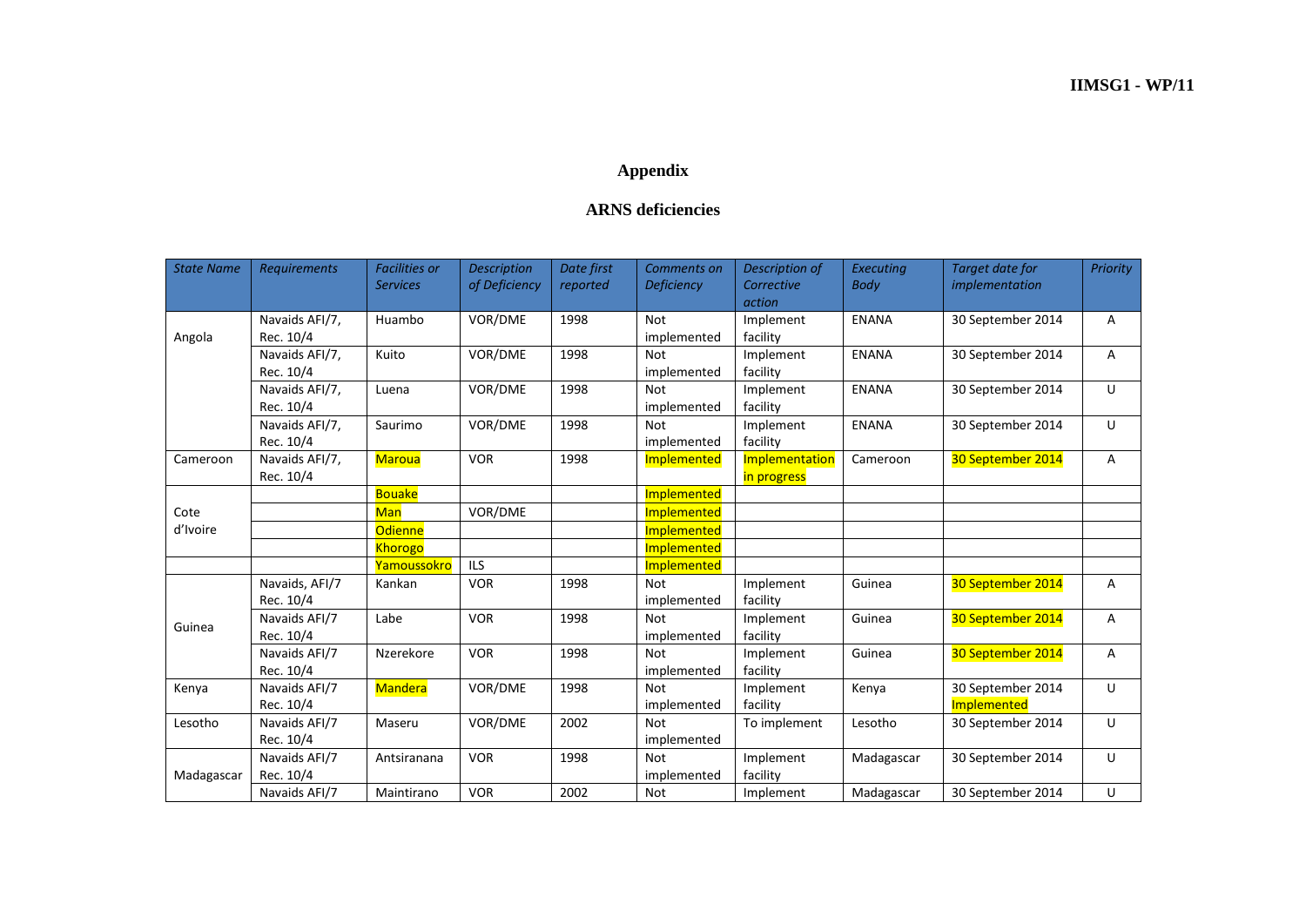# Appendix

## ARNS deficiencies

| *State Name* | *Requirements* | *Facilities or Services* | *Description of Deficiency* | *Date first reported* | *Comments on Deficiency* | *Description of Corrective action* | *Executing Body* | *Target date for implementation* | *Priority* |
|---|---|---|---|---|---|---|---|---|---|
| Angola | Navaids AFI/7, Rec. 10/4 | Huambo | VOR/DME | 1998 | Not implemented | Implement facility | ENANA | 30 September 2014 | A |
| | Navaids AFI/7, Rec. 10/4 | Kuito | VOR/DME | 1998 | Not implemented | Implement facility | ENANA | 30 September 2014 | A |
| | Navaids AFI/7, Rec. 10/4 | Luena | VOR/DME | 1998 | Not implemented | Implement facility | ENANA | 30 September 2014 | U |
| | Navaids AFI/7, Rec. 10/4 | Saurimo | VOR/DME | 1998 | Not implemented | Implement facility | ENANA | 30 September 2014 | U |
| Cameroon | Navaids AFI/7, Rec. 10/4 | Maroua | VOR | 1998 | Implemented | Implementation in progress | Cameroon | 30 September 2014 | A |
| Cote d'Ivoire | | Bouake | | | Implemented | | | | |
| | | Man | VOR/DME | | Implemented | | | | |
| | | Odienne | | | Implemented | | | | |
| | | Khorogo | | | Implemented | | | | |
| | | Yamoussokro | ILS | | Implemented | | | | |
| Guinea | Navaids, AFI/7 Rec. 10/4 | Kankan | VOR | 1998 | Not implemented | Implement facility | Guinea | 30 September 2014 | A |
| | Navaids AFI/7 Rec. 10/4 | Labe | VOR | 1998 | Not implemented | Implement facility | Guinea | 30 September 2014 | A |
| | Navaids AFI/7 Rec. 10/4 | Nzerekore | VOR | 1998 | Not implemented | Implement facility | Guinea | 30 September 2014 | A |
| Kenya | Navaids AFI/7 Rec. 10/4 | Mandera | VOR/DME | 1998 | Not implemented | Implement facility | Kenya | 30 September 2014 Implemented | U |
| Lesotho | Navaids AFI/7 Rec. 10/4 | Maseru | VOR/DME | 2002 | Not implemented | To implement | Lesotho | 30 September 2014 | U |
| Madagascar | Navaids AFI/7 Rec. 10/4 | Antsiranana | VOR | 1998 | Not implemented | Implement facility | Madagascar | 30 September 2014 | U |
| | Navaids AFI/7 | Maintirano | VOR | 2002 | Not | Implement | Madagascar | 30 September 2014 | U |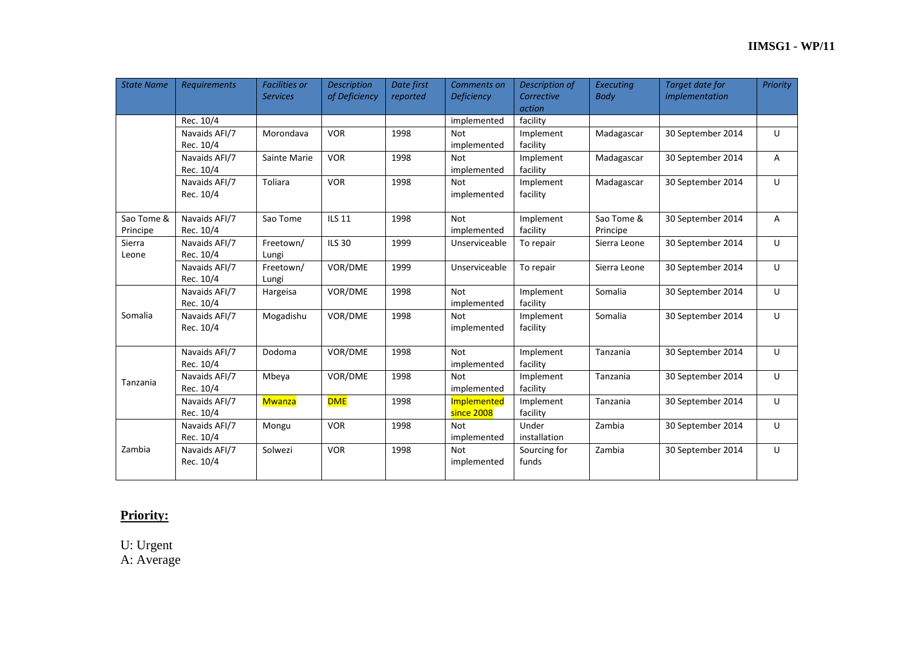| State Name | Requirements | Facilities or Services | Description of Deficiency | Date first reported | Comments on Deficiency | Description of Corrective action | Executing Body | Target date for implementation | Priority |
|---|---|---|---|---|---|---|---|---|---|
| | Rec. 10/4 | | | | implemented | facility | | | |
| | Navaids AFI/7 Rec. 10/4 | Morondava | VOR | 1998 | Not implemented | Implement facility | Madagascar | 30 September 2014 | U |
| | Navaids AFI/7 Rec. 10/4 | Sainte Marie | VOR | 1998 | Not implemented | Implement facility | Madagascar | 30 September 2014 | A |
| | Navaids AFI/7 Rec. 10/4 | Toliara | VOR | 1998 | Not implemented | Implement facility | Madagascar | 30 September 2014 | U |
| Sao Tome & Principe | Navaids AFI/7 Rec. 10/4 | Sao Tome | ILS 11 | 1998 | Not implemented | Implement facility | Sao Tome & Principe | 30 September 2014 | A |
| Sierra Leone | Navaids AFI/7 Rec. 10/4 | Freetown/ Lungi | ILS 30 | 1999 | Unserviceable | To repair | Sierra Leone | 30 September 2014 | U |
| | Navaids AFI/7 Rec. 10/4 | Freetown/ Lungi | VOR/DME | 1999 | Unserviceable | To repair | Sierra Leone | 30 September 2014 | U |
| Somalia | Navaids AFI/7 Rec. 10/4 | Hargeisa | VOR/DME | 1998 | Not implemented | Implement facility | Somalia | 30 September 2014 | U |
| | Navaids AFI/7 Rec. 10/4 | Mogadishu | VOR/DME | 1998 | Not implemented | Implement facility | Somalia | 30 September 2014 | U |
| Tanzania | Navaids AFI/7 Rec. 10/4 | Dodoma | VOR/DME | 1998 | Not implemented | Implement facility | Tanzania | 30 September 2014 | U |
| | Navaids AFI/7 Rec. 10/4 | Mbeya | VOR/DME | 1998 | Not implemented | Implement facility | Tanzania | 30 September 2014 | U |
| | Navaids AFI/7 Rec. 10/4 | Mwanza | DME | 1998 | Implemented since 2008 | Implement facility | Tanzania | 30 September 2014 | U |
| Zambia | Navaids AFI/7 Rec. 10/4 | Mongu | VOR | 1998 | Not implemented | Under installation | Zambia | 30 September 2014 | U |
| | Navaids AFI/7 Rec. 10/4 | Solwezi | VOR | 1998 | Not implemented | Sourcing for funds | Zambia | 30 September 2014 | U |

**Priority:**

U: Urgent
A: Average